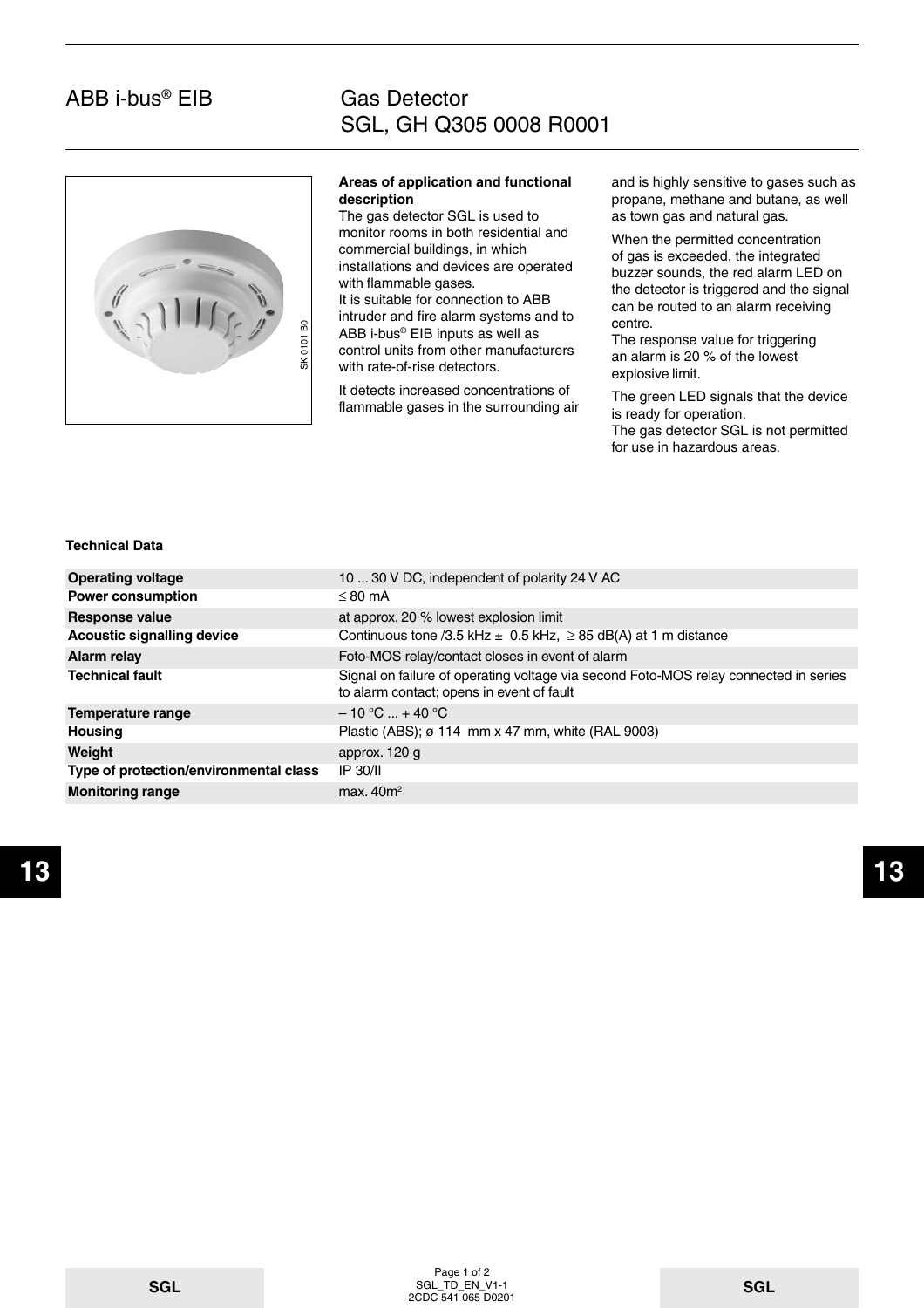# ABB i-bus® EIB

# Gas Detector
## SGL, GH Q305 0008 R0001

**Areas of application and functional description**

The gas detector SGL is used to monitor rooms in both residential and commercial buildings, in which installations and devices are operated with flammable gases.
It is suitable for connection to ABB intruder and fire alarm systems and to ABB i-bus® EIB inputs as well as control units from other manufacturers with rate-of-rise detectors.

It detects increased concentrations of flammable gases in the surrounding air and is highly sensitive to gases such as propane, methane and butane, as well as town gas and natural gas.

When the permitted concentration of gas is exceeded, the integrated buzzer sounds, the red alarm LED on the detector is triggered and the signal can be routed to an alarm receiving centre.
The response value for triggering an alarm is 20 % of the lowest explosive limit.

The green LED signals that the device is ready for operation.
The gas detector SGL is not permitted for use in hazardous areas.

**Technical Data**

| | |
|---|---|
| **Operating voltage** | 10 ... 30 V DC, independent of polarity 24 V AC |
| **Power consumption** | ≤ 80 mA |
| **Response value** | at approx. 20 % lowest explosion limit |
| **Acoustic signalling device** | Continuous tone /3.5 kHz ± 0.5 kHz, ≥ 85 dB(A) at 1 m distance |
| **Alarm relay** | Foto-MOS relay/contact closes in event of alarm |
| **Technical fault** | Signal on failure of operating voltage via second Foto-MOS relay connected in series to alarm contact; opens in event of fault |
| **Temperature range** | – 10 °C ... + 40 °C |
| **Housing** | Plastic (ABS); ø 114 mm x 47 mm, white (RAL 9003) |
| **Weight** | approx. 120 g |
| **Type of protection/environmental class** | IP 30/II |
| **Monitoring range** | max. 40m² |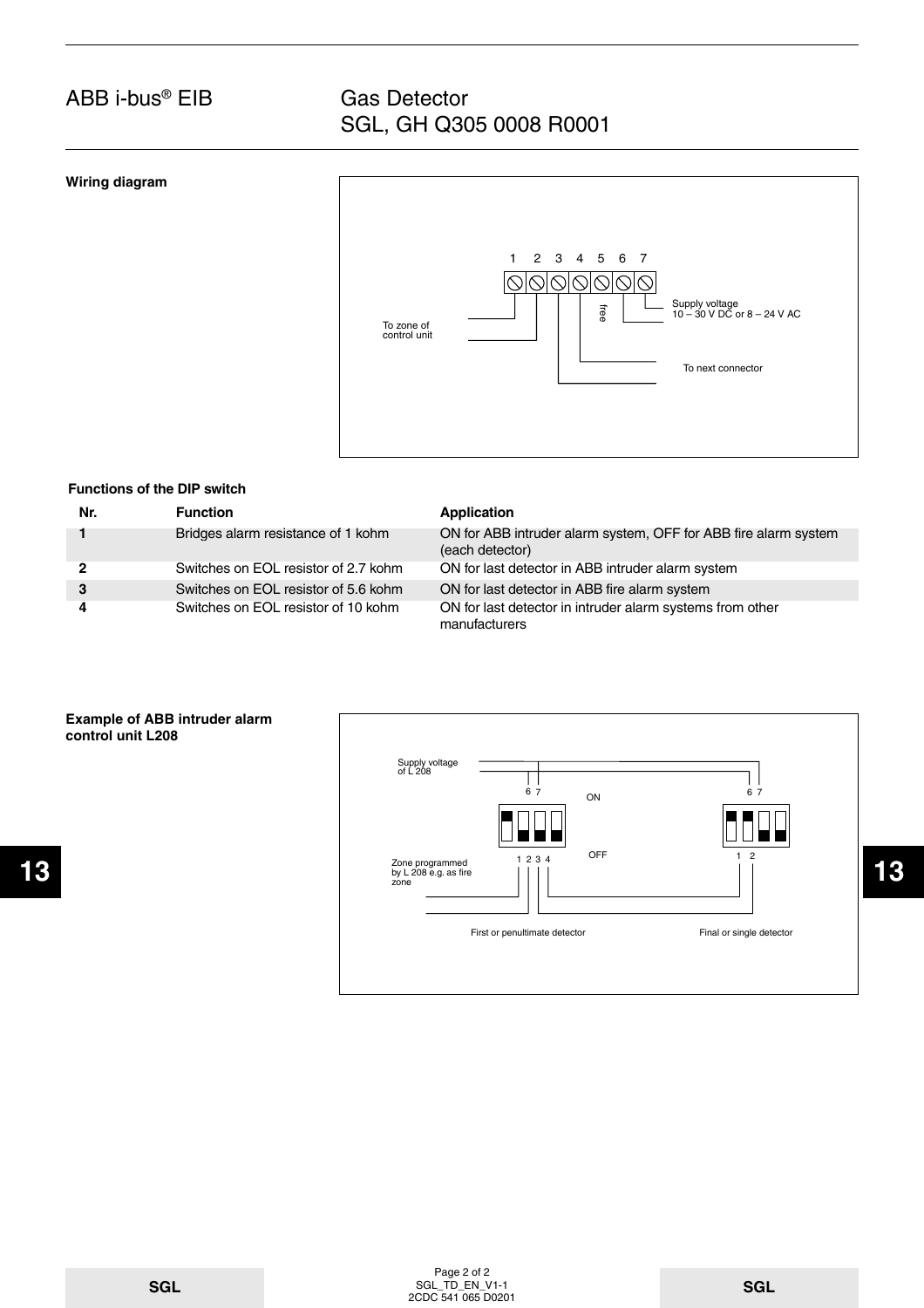## Wiring diagram

1 2 3 4 5 6 7

To zone of control unit

free

Supply voltage
10 – 30 V DC or 8 – 24 V AC

To next connector

## Functions of the DIP switch

| Nr. | Function | Application |
|---|---|---|
| **1** | Bridges alarm resistance of 1 kohm | ON for ABB intruder alarm system, OFF for ABB fire alarm system (each detector) |
| **2** | Switches on EOL resistor of 2.7 kohm | ON for last detector in ABB intruder alarm system |
| **3** | Switches on EOL resistor of 5.6 kohm | ON for last detector in ABB fire alarm system |
| **4** | Switches on EOL resistor of 10 kohm | ON for last detector in intruder alarm systems from other manufacturers |

## Example of ABB intruder alarm control unit L208

Supply voltage of L 208

6 7

ON

6 7

OFF

1 2 3 4

1 2

Zone programmed by L 208 e.g. as fire zone

First or penultimate detector

Final or single detector